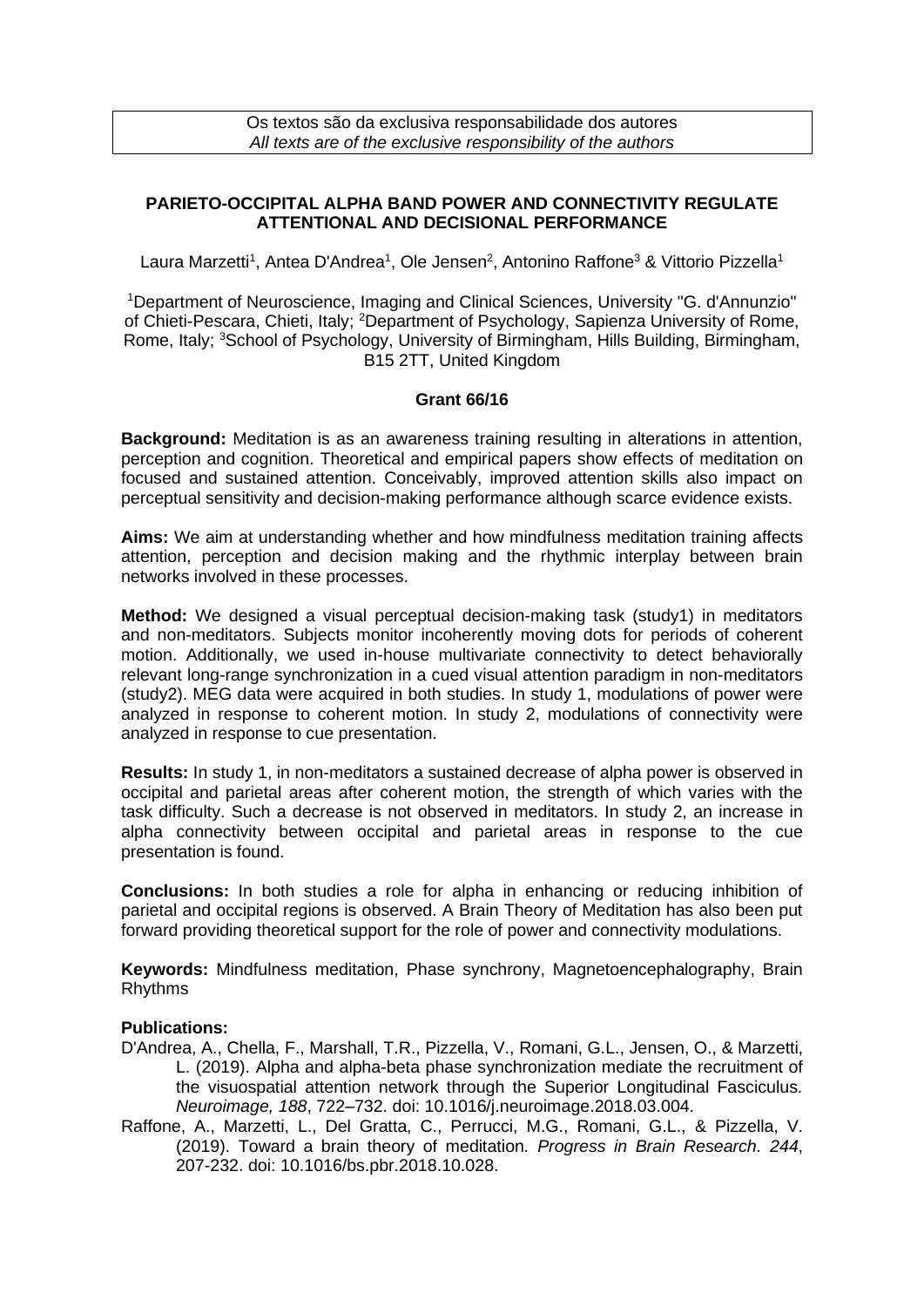Os textos são da exclusiva responsabilidade dos autores
*All texts are of the exclusive responsibility of the authors*

# PARIETO-OCCIPITAL ALPHA BAND POWER AND CONNECTIVITY REGULATE ATTENTIONAL AND DECISIONAL PERFORMANCE

Laura Marzetti[1], Antea D'Andrea[1], Ole Jensen[2], Antonino Raffone[3] & Vittorio Pizzella[1]

[1]Department of Neuroscience, Imaging and Clinical Sciences, University "G. d'Annunzio" of Chieti-Pescara, Chieti, Italy; [2]Department of Psychology, Sapienza University of Rome, Rome, Italy; [3]School of Psychology, University of Birmingham, Hills Building, Birmingham, B15 2TT, United Kingdom

**Grant 66/16**

**Background:** Meditation is as an awareness training resulting in alterations in attention, perception and cognition. Theoretical and empirical papers show effects of meditation on focused and sustained attention. Conceivably, improved attention skills also impact on perceptual sensitivity and decision-making performance although scarce evidence exists.

**Aims:** We aim at understanding whether and how mindfulness meditation training affects attention, perception and decision making and the rhythmic interplay between brain networks involved in these processes.

**Method:** We designed a visual perceptual decision-making task (study1) in meditators and non-meditators. Subjects monitor incoherently moving dots for periods of coherent motion. Additionally, we used in-house multivariate connectivity to detect behaviorally relevant long-range synchronization in a cued visual attention paradigm in non-meditators (study2). MEG data were acquired in both studies. In study 1, modulations of power were analyzed in response to coherent motion. In study 2, modulations of connectivity were analyzed in response to cue presentation.

**Results:** In study 1, in non-meditators a sustained decrease of alpha power is observed in occipital and parietal areas after coherent motion, the strength of which varies with the task difficulty. Such a decrease is not observed in meditators. In study 2, an increase in alpha connectivity between occipital and parietal areas in response to the cue presentation is found.

**Conclusions:** In both studies a role for alpha in enhancing or reducing inhibition of parietal and occipital regions is observed. A Brain Theory of Meditation has also been put forward providing theoretical support for the role of power and connectivity modulations.

**Keywords:** Mindfulness meditation, Phase synchrony, Magnetoencephalography, Brain Rhythms

**Publications:**

D'Andrea, A., Chella, F., Marshall, T.R., Pizzella, V., Romani, G.L., Jensen, O., & Marzetti, L. (2019). Alpha and alpha-beta phase synchronization mediate the recruitment of the visuospatial attention network through the Superior Longitudinal Fasciculus. *Neuroimage, 188*, 722–732. doi: 10.1016/j.neuroimage.2018.03.004.

Raffone, A., Marzetti, L., Del Gratta, C., Perrucci, M.G., Romani, G.L., & Pizzella, V. (2019). Toward a brain theory of meditation. *Progress in Brain Research. 244*, 207-232. doi: 10.1016/bs.pbr.2018.10.028.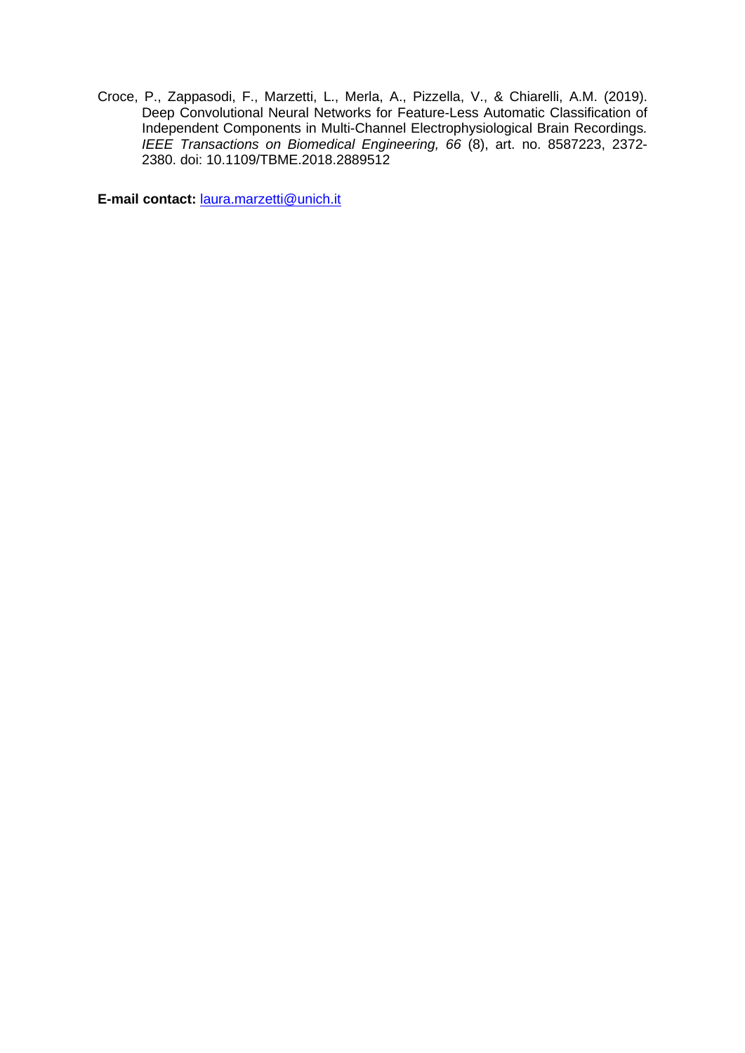Croce, P., Zappasodi, F., Marzetti, L., Merla, A., Pizzella, V., & Chiarelli, A.M. (2019). Deep Convolutional Neural Networks for Feature-Less Automatic Classification of Independent Components in Multi-Channel Electrophysiological Brain Recordings. *IEEE Transactions on Biomedical Engineering, 66* (8), art. no. 8587223, 2372-2380. doi: 10.1109/TBME.2018.2889512

**E-mail contact:** laura.marzetti@unich.it